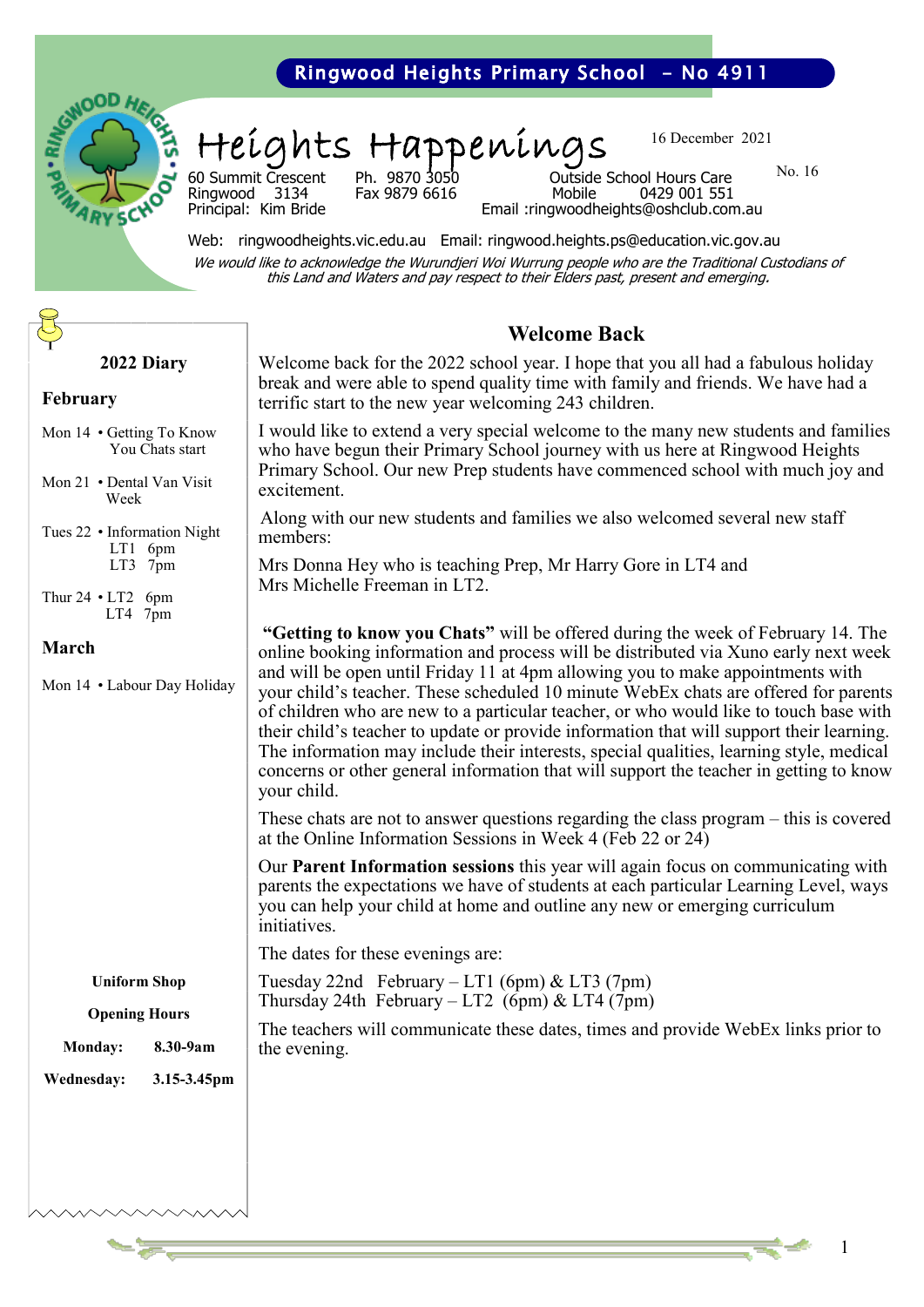**Ringwood Heights Primary School – No 4911**

# Heights Happenings

16 December 2021

No. 16

60 Summit Crescent
Ringwood 3134
Principal: Kim Bride

Ph. 9870 3050
Fax 9879 6616

Outside School Hours Care
Mobile 0429 001 551
Email :ringwoodheights@oshclub.com.au

Web: ringwoodheights.vic.edu.au Email: ringwood.heights.ps@education.vic.gov.au

*We would like to acknowledge the Wurundjeri Woi Wurrung people who are the Traditional Custodians of this Land and Waters and pay respect to their Elders past, present and emerging.*

## 2022 Diary

### February

Mon 14 • Getting To Know You Chats start

Mon 21 • Dental Van Visit Week

Tues 22 • Information Night
LT1 6pm
LT3 7pm

Thur 24 • LT2 6pm
LT4 7pm

### March

Mon 14 • Labour Day Holiday

**Uniform Shop**

**Opening Hours**

**Monday: 8.30-9am**

**Wednesday: 3.15-3.45pm**

## Welcome Back

Welcome back for the 2022 school year. I hope that you all had a fabulous holiday break and were able to spend quality time with family and friends. We have had a terrific start to the new year welcoming 243 children.

I would like to extend a very special welcome to the many new students and families who have begun their Primary School journey with us here at Ringwood Heights Primary School. Our new Prep students have commenced school with much joy and excitement.

Along with our new students and families we also welcomed several new staff members:

Mrs Donna Hey who is teaching Prep, Mr Harry Gore in LT4 and
Mrs Michelle Freeman in LT2.

**"Getting to know you Chats"** will be offered during the week of February 14. The online booking information and process will be distributed via Xuno early next week and will be open until Friday 11 at 4pm allowing you to make appointments with your child's teacher. These scheduled 10 minute WebEx chats are offered for parents of children who are new to a particular teacher, or who would like to touch base with their child's teacher to update or provide information that will support their learning. The information may include their interests, special qualities, learning style, medical concerns or other general information that will support the teacher in getting to know your child.

These chats are not to answer questions regarding the class program – this is covered at the Online Information Sessions in Week 4 (Feb 22 or 24)

Our **Parent Information sessions** this year will again focus on communicating with parents the expectations we have of students at each particular Learning Level, ways you can help your child at home and outline any new or emerging curriculum initiatives.

The dates for these evenings are:

Tuesday 22nd February – LT1 (6pm) & LT3 (7pm)
Thursday 24th February – LT2 (6pm) & LT4 (7pm)

The teachers will communicate these dates, times and provide WebEx links prior to the evening.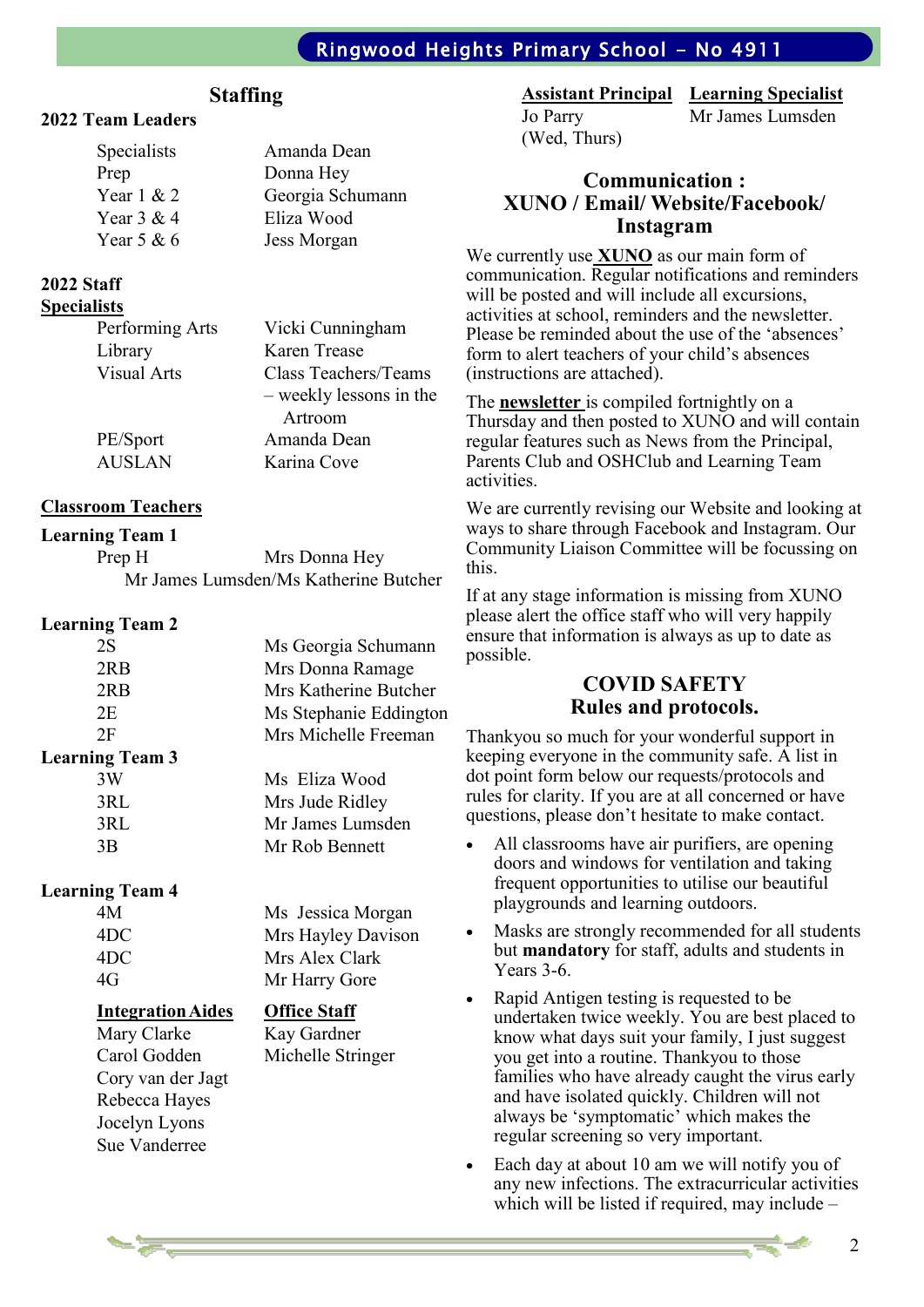## Staffing

### 2022 Team Leaders

| | |
|---|---|
| Specialists | Amanda Dean |
| Prep | Donna Hey |
| Year 1 & 2 | Georgia Schumann |
| Year 3 & 4 | Eliza Wood |
| Year 5 & 6 | Jess Morgan |

### 2022 Staff

**Specialists**

| | |
|---|---|
| Performing Arts | Vicki Cunningham |
| Library | Karen Trease |
| Visual Arts | Class Teachers/Teams – weekly lessons in the Artroom |
| PE/Sport | Amanda Dean |
| AUSLAN | Karina Cove |

**Classroom Teachers**

**Learning Team 1**

| | |
|---|---|
| Prep H | Mrs Donna Hey |
| | Mr James Lumsden/Ms Katherine Butcher |

**Learning Team 2**

| | |
|---|---|
| 2S | Ms Georgia Schumann |
| 2RB | Mrs Donna Ramage |
| 2RB | Mrs Katherine Butcher |
| 2E | Ms Stephanie Eddington |
| 2F | Mrs Michelle Freeman |

**Learning Team 3**

| | |
|---|---|
| 3W | Ms Eliza Wood |
| 3RL | Mrs Jude Ridley |
| 3RL | Mr James Lumsden |
| 3B | Mr Rob Bennett |

**Learning Team 4**

| | |
|---|---|
| 4M | Ms Jessica Morgan |
| 4DC | Mrs Hayley Davison |
| 4DC | Mrs Alex Clark |
| 4G | Mr Harry Gore |

**Integration Aides**

Mary Clarke
Carol Godden
Cory van der Jagt
Rebecca Hayes
Jocelyn Lyons
Sue Vanderree

**Office Staff**

Kay Gardner
Michelle Stringer

**Assistant Principal**

Jo Parry (Wed, Thurs)

**Learning Specialist**

Mr James Lumsden

## Communication : XUNO / Email/ Website/Facebook/ Instagram

We currently use **XUNO** as our main form of communication. Regular notifications and reminders will be posted and will include all excursions, activities at school, reminders and the newsletter. Please be reminded about the use of the 'absences' form to alert teachers of your child's absences (instructions are attached).

The **newsletter** is compiled fortnightly on a Thursday and then posted to XUNO and will contain regular features such as News from the Principal, Parents Club and OSHClub and Learning Team activities.

We are currently revising our Website and looking at ways to share through Facebook and Instagram. Our Community Liaison Committee will be focussing on this.

If at any stage information is missing from XUNO please alert the office staff who will very happily ensure that information is always as up to date as possible.

## COVID SAFETY Rules and protocols.

Thankyou so much for your wonderful support in keeping everyone in the community safe. A list in dot point form below our requests/protocols and rules for clarity. If you are at all concerned or have questions, please don't hesitate to make contact.

- All classrooms have air purifiers, are opening doors and windows for ventilation and taking frequent opportunities to utilise our beautiful playgrounds and learning outdoors.
- Masks are strongly recommended for all students but **mandatory** for staff, adults and students in Years 3-6.
- Rapid Antigen testing is requested to be undertaken twice weekly. You are best placed to know what days suit your family, I just suggest you get into a routine. Thankyou to those families who have already caught the virus early and have isolated quickly. Children will not always be 'symptomatic' which makes the regular screening so very important.
- Each day at about 10 am we will notify you of any new infections. The extracurricular activities which will be listed if required, may include –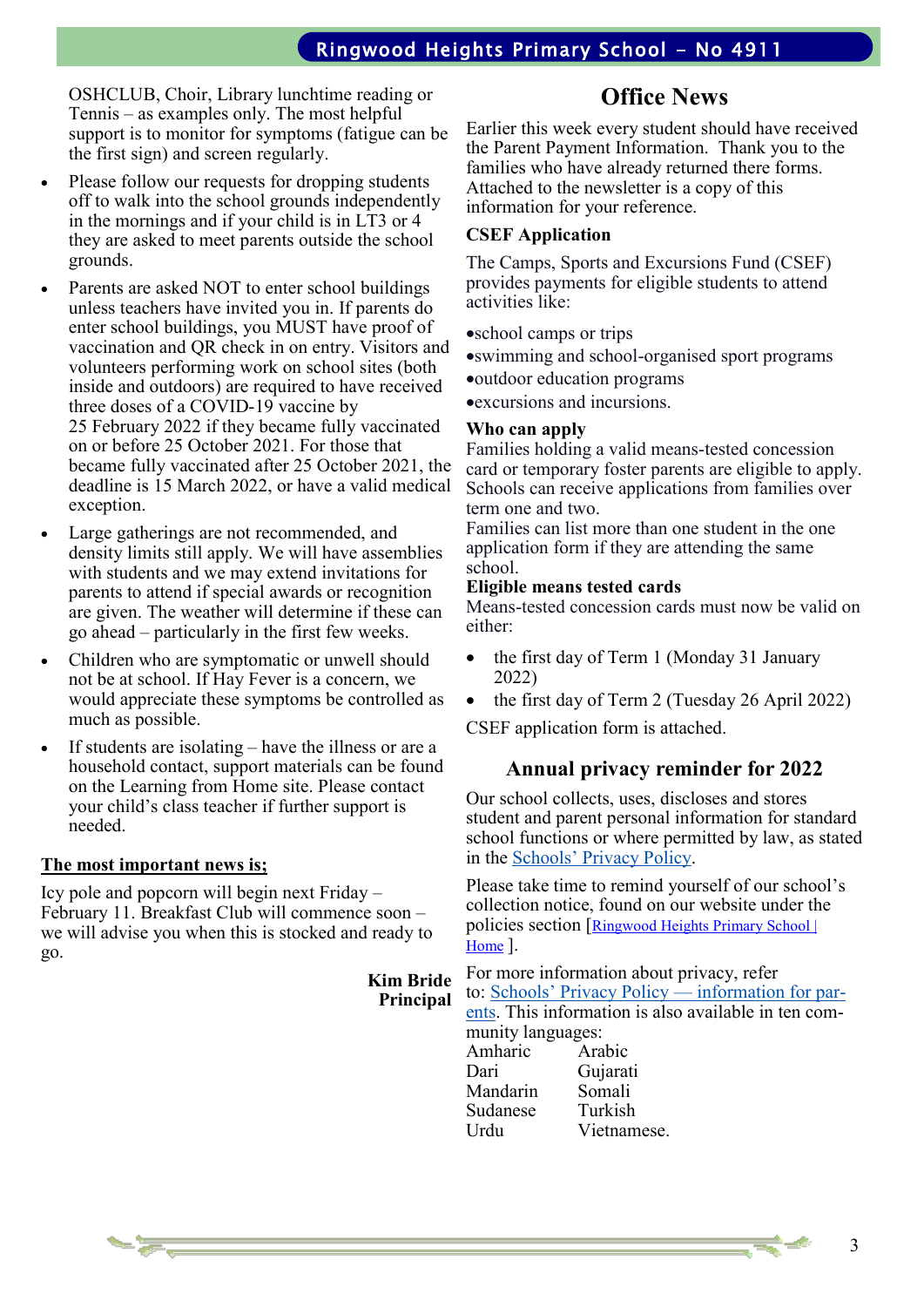OSHCLUB, Choir, Library lunchtime reading or Tennis – as examples only. The most helpful support is to monitor for symptoms (fatigue can be the first sign) and screen regularly.

- Please follow our requests for dropping students off to walk into the school grounds independently in the mornings and if your child is in LT3 or 4 they are asked to meet parents outside the school grounds.
- Parents are asked NOT to enter school buildings unless teachers have invited you in. If parents do enter school buildings, you MUST have proof of vaccination and QR check in on entry. Visitors and volunteers performing work on school sites (both inside and outdoors) are required to have received three doses of a COVID-19 vaccine by 25 February 2022 if they became fully vaccinated on or before 25 October 2021. For those that became fully vaccinated after 25 October 2021, the deadline is 15 March 2022, or have a valid medical exception.
- Large gatherings are not recommended, and density limits still apply. We will have assemblies with students and we may extend invitations for parents to attend if special awards or recognition are given. The weather will determine if these can go ahead – particularly in the first few weeks.
- Children who are symptomatic or unwell should not be at school. If Hay Fever is a concern, we would appreciate these symptoms be controlled as much as possible.
- If students are isolating – have the illness or are a household contact, support materials can be found on the Learning from Home site. Please contact your child's class teacher if further support is needed.

**The most important news is;**

Icy pole and popcorn will begin next Friday – February 11. Breakfast Club will commence soon – we will advise you when this is stocked and ready to go.

**Kim Bride**
**Principal**

# Office News

Earlier this week every student should have received the Parent Payment Information. Thank you to the families who have already returned there forms. Attached to the newsletter is a copy of this information for your reference.

**CSEF Application**

The Camps, Sports and Excursions Fund (CSEF) provides payments for eligible students to attend activities like:

- school camps or trips
- swimming and school-organised sport programs
- outdoor education programs
- excursions and incursions.

**Who can apply**

Families holding a valid means-tested concession card or temporary foster parents are eligible to apply. Schools can receive applications from families over term one and two.

Families can list more than one student in the one application form if they are attending the same school.

**Eligible means tested cards**

Means-tested concession cards must now be valid on either:

- the first day of Term 1 (Monday 31 January 2022)
- the first day of Term 2 (Tuesday 26 April 2022)

CSEF application form is attached.

## Annual privacy reminder for 2022

Our school collects, uses, discloses and stores student and parent personal information for standard school functions or where permitted by law, as stated in the Schools' Privacy Policy.

Please take time to remind yourself of our school's collection notice, found on our website under the policies section [Ringwood Heights Primary School | Home ].

For more information about privacy, refer to: Schools' Privacy Policy — information for parents. This information is also available in ten community languages:

| | |
|---|---|
| Amharic | Arabic |
| Dari | Gujarati |
| Mandarin | Somali |
| Sudanese | Turkish |
| Urdu | Vietnamese. |